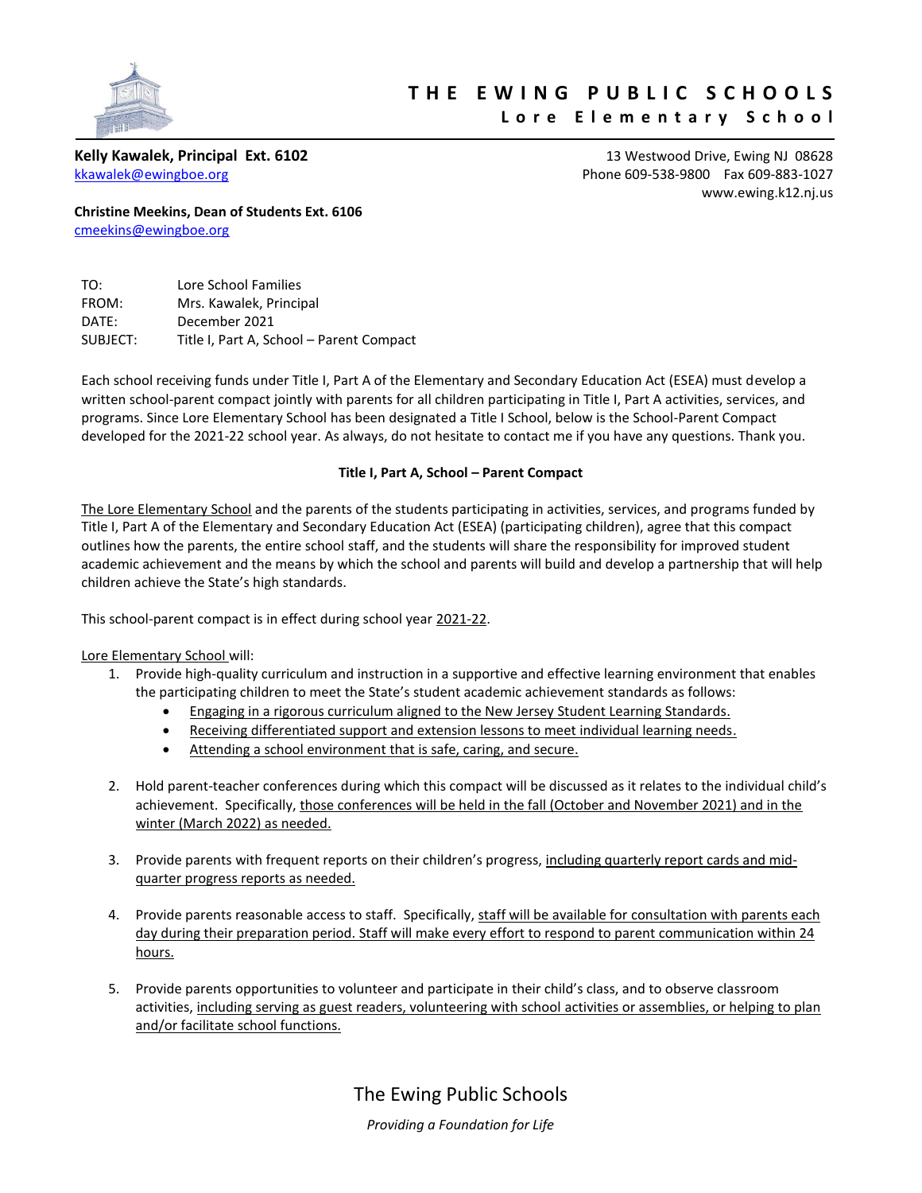# THE EWING PUBLIC SCHOOLS
## Lore Elementary School

**Kelly Kawalek, Principal Ext. 6102**
kkawalek@ewingboe.org

13 Westwood Drive, Ewing NJ 08628
Phone 609-538-9800 Fax 609-883-1027
www.ewing.k12.nj.us

**Christine Meekins, Dean of Students Ext. 6106**
cmeekins@ewingboe.org

TO: Lore School Families
FROM: Mrs. Kawalek, Principal
DATE: December 2021
SUBJECT: Title I, Part A, School – Parent Compact

Each school receiving funds under Title I, Part A of the Elementary and Secondary Education Act (ESEA) must develop a written school-parent compact jointly with parents for all children participating in Title I, Part A activities, services, and programs. Since Lore Elementary School has been designated a Title I School, below is the School-Parent Compact developed for the 2021-22 school year. As always, do not hesitate to contact me if you have any questions. Thank you.

**Title I, Part A, School – Parent Compact**

The Lore Elementary School and the parents of the students participating in activities, services, and programs funded by Title I, Part A of the Elementary and Secondary Education Act (ESEA) (participating children), agree that this compact outlines how the parents, the entire school staff, and the students will share the responsibility for improved student academic achievement and the means by which the school and parents will build and develop a partnership that will help children achieve the State's high standards.

This school-parent compact is in effect during school year 2021-22.

Lore Elementary School will:

1. Provide high-quality curriculum and instruction in a supportive and effective learning environment that enables the participating children to meet the State's student academic achievement standards as follows:
   - Engaging in a rigorous curriculum aligned to the New Jersey Student Learning Standards.
   - Receiving differentiated support and extension lessons to meet individual learning needs.
   - Attending a school environment that is safe, caring, and secure.

2. Hold parent-teacher conferences during which this compact will be discussed as it relates to the individual child's achievement. Specifically, those conferences will be held in the fall (October and November 2021) and in the winter (March 2022) as needed.

3. Provide parents with frequent reports on their children's progress, including quarterly report cards and mid-quarter progress reports as needed.

4. Provide parents reasonable access to staff. Specifically, staff will be available for consultation with parents each day during their preparation period. Staff will make every effort to respond to parent communication within 24 hours.

5. Provide parents opportunities to volunteer and participate in their child's class, and to observe classroom activities, including serving as guest readers, volunteering with school activities or assemblies, or helping to plan and/or facilitate school functions.

The Ewing Public Schools

*Providing a Foundation for Life*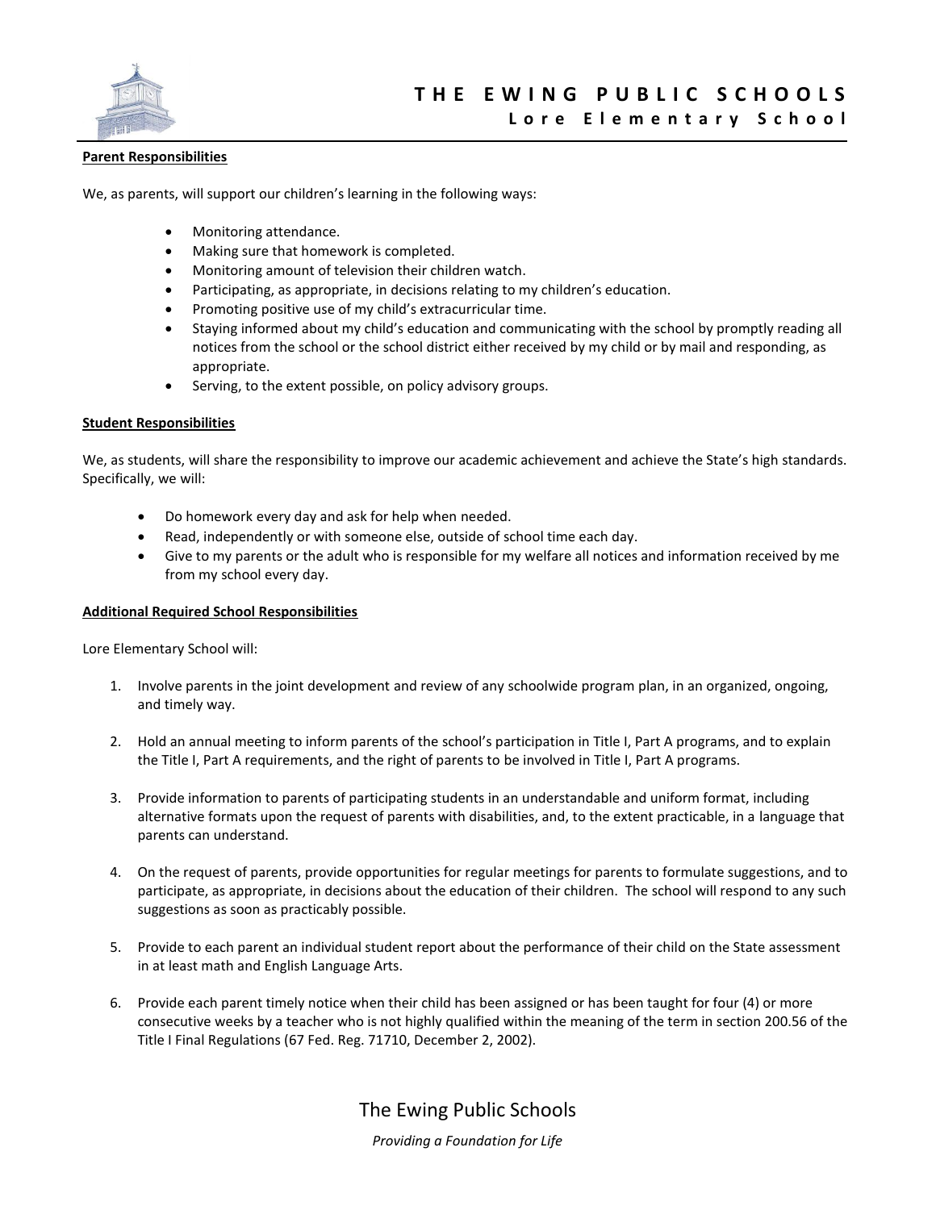**Parent Responsibilities**

We, as parents, will support our children's learning in the following ways:

- Monitoring attendance.
- Making sure that homework is completed.
- Monitoring amount of television their children watch.
- Participating, as appropriate, in decisions relating to my children's education.
- Promoting positive use of my child's extracurricular time.
- Staying informed about my child's education and communicating with the school by promptly reading all notices from the school or the school district either received by my child or by mail and responding, as appropriate.
- Serving, to the extent possible, on policy advisory groups.

**Student Responsibilities**

We, as students, will share the responsibility to improve our academic achievement and achieve the State's high standards. Specifically, we will:

- Do homework every day and ask for help when needed.
- Read, independently or with someone else, outside of school time each day.
- Give to my parents or the adult who is responsible for my welfare all notices and information received by me from my school every day.

**Additional Required School Responsibilities**

Lore Elementary School will:

1. Involve parents in the joint development and review of any schoolwide program plan, in an organized, ongoing, and timely way.

2. Hold an annual meeting to inform parents of the school's participation in Title I, Part A programs, and to explain the Title I, Part A requirements, and the right of parents to be involved in Title I, Part A programs.

3. Provide information to parents of participating students in an understandable and uniform format, including alternative formats upon the request of parents with disabilities, and, to the extent practicable, in a language that parents can understand.

4. On the request of parents, provide opportunities for regular meetings for parents to formulate suggestions, and to participate, as appropriate, in decisions about the education of their children. The school will respond to any such suggestions as soon as practicably possible.

5. Provide to each parent an individual student report about the performance of their child on the State assessment in at least math and English Language Arts.

6. Provide each parent timely notice when their child has been assigned or has been taught for four (4) or more consecutive weeks by a teacher who is not highly qualified within the meaning of the term in section 200.56 of the Title I Final Regulations (67 Fed. Reg. 71710, December 2, 2002).